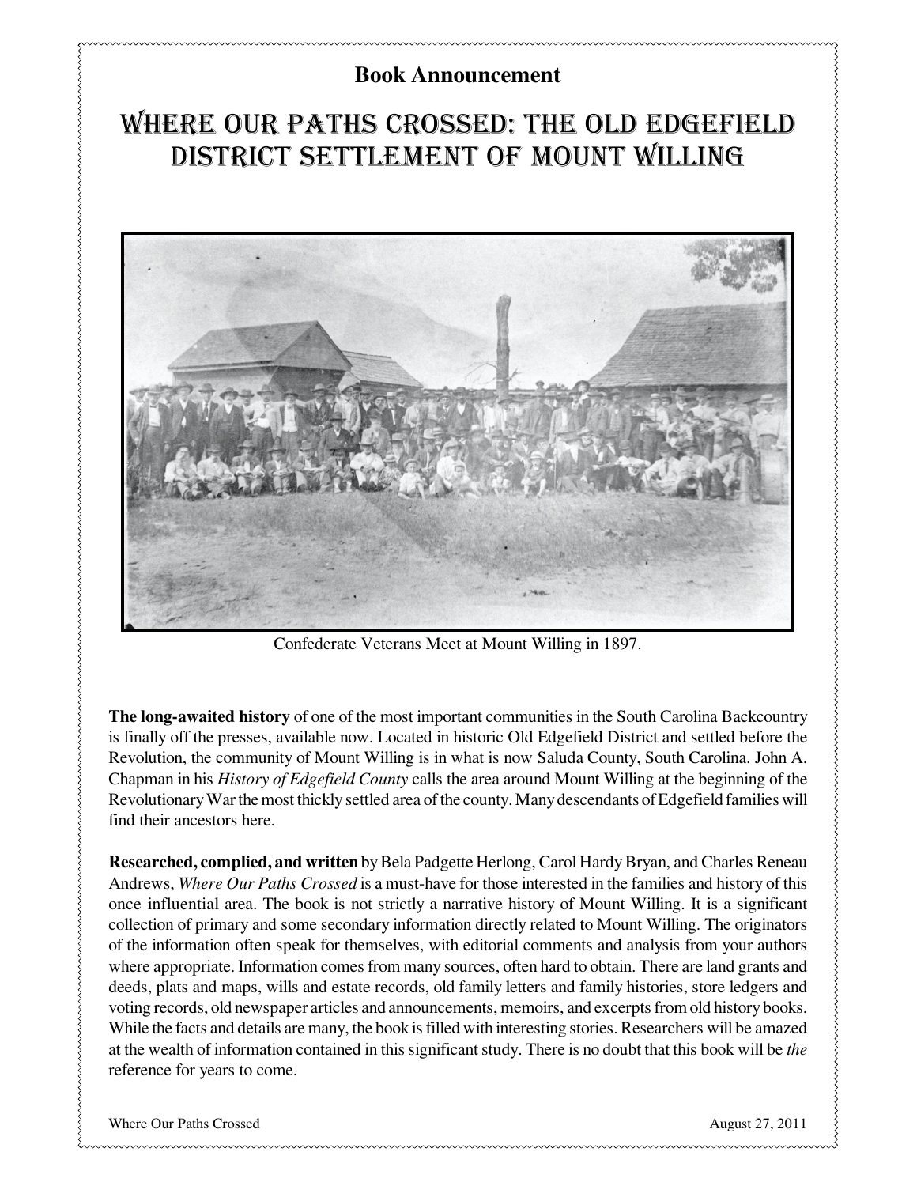**Book Announcement**

# Where Our Paths Crossed: The Old Edgefield District Settlement of Mount Willing

Confederate Veterans Meet at Mount Willing in 1897.

**The long-awaited history** of one of the most important communities in the South Carolina Backcountry is finally off the presses, available now. Located in historic Old Edgefield District and settled before the Revolution, the community of Mount Willing is in what is now Saluda County, South Carolina. John A. Chapman in his *History of Edgefield County* calls the area around Mount Willing at the beginning of the Revolutionary War the most thickly settled area of the county. Many descendants of Edgefield families will find their ancestors here.

**Researched, complied, and written** by Bela Padgette Herlong, Carol Hardy Bryan, and Charles Reneau Andrews, *Where Our Paths Crossed* is a must-have for those interested in the families and history of this once influential area. The book is not strictly a narrative history of Mount Willing. It is a significant collection of primary and some secondary information directly related to Mount Willing. The originators of the information often speak for themselves, with editorial comments and analysis from your authors where appropriate. Information comes from many sources, often hard to obtain. There are land grants and deeds, plats and maps, wills and estate records, old family letters and family histories, store ledgers and voting records, old newspaper articles and announcements, memoirs, and excerpts from old history books. While the facts and details are many, the book is filled with interesting stories. Researchers will be amazed at the wealth of information contained in this significant study. There is no doubt that this book will be *the* reference for years to come.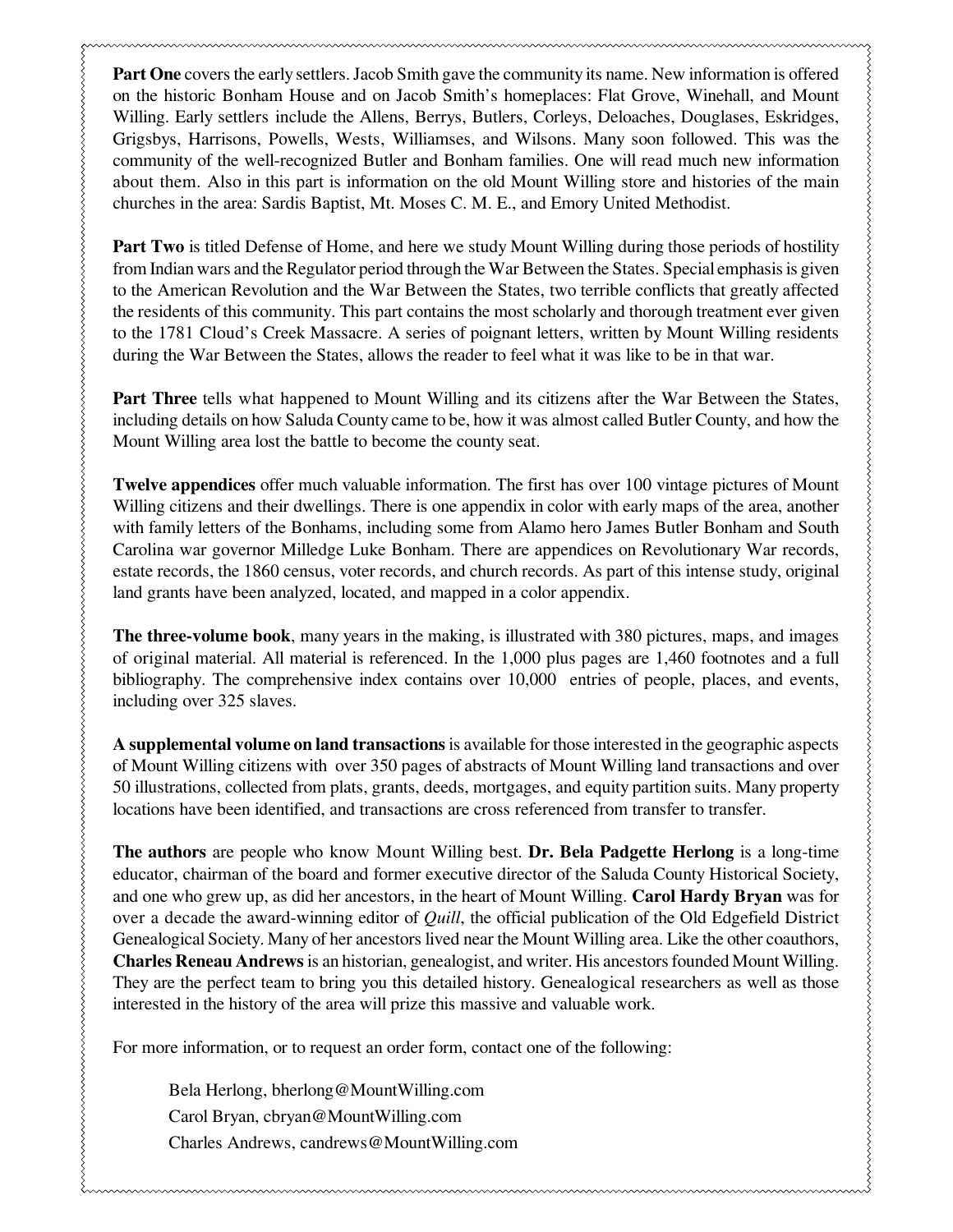**Part One** covers the early settlers. Jacob Smith gave the community its name. New information is offered on the historic Bonham House and on Jacob Smith's homeplaces: Flat Grove, Winehall, and Mount Willing. Early settlers include the Allens, Berrys, Butlers, Corleys, Deloaches, Douglases, Eskridges, Grigsbys, Harrisons, Powells, Wests, Williamses, and Wilsons. Many soon followed. This was the community of the well-recognized Butler and Bonham families. One will read much new information about them. Also in this part is information on the old Mount Willing store and histories of the main churches in the area: Sardis Baptist, Mt. Moses C. M. E., and Emory United Methodist.

**Part Two** is titled Defense of Home, and here we study Mount Willing during those periods of hostility from Indian wars and the Regulator period through the War Between the States. Special emphasis is given to the American Revolution and the War Between the States, two terrible conflicts that greatly affected the residents of this community. This part contains the most scholarly and thorough treatment ever given to the 1781 Cloud's Creek Massacre. A series of poignant letters, written by Mount Willing residents during the War Between the States, allows the reader to feel what it was like to be in that war.

**Part Three** tells what happened to Mount Willing and its citizens after the War Between the States, including details on how Saluda County came to be, how it was almost called Butler County, and how the Mount Willing area lost the battle to become the county seat.

**Twelve appendices** offer much valuable information. The first has over 100 vintage pictures of Mount Willing citizens and their dwellings. There is one appendix in color with early maps of the area, another with family letters of the Bonhams, including some from Alamo hero James Butler Bonham and South Carolina war governor Milledge Luke Bonham. There are appendices on Revolutionary War records, estate records, the 1860 census, voter records, and church records. As part of this intense study, original land grants have been analyzed, located, and mapped in a color appendix.

**The three-volume book**, many years in the making, is illustrated with 380 pictures, maps, and images of original material. All material is referenced. In the 1,000 plus pages are 1,460 footnotes and a full bibliography. The comprehensive index contains over 10,000 entries of people, places, and events, including over 325 slaves.

**A supplemental volume on land transactions** is available for those interested in the geographic aspects of Mount Willing citizens with over 350 pages of abstracts of Mount Willing land transactions and over 50 illustrations, collected from plats, grants, deeds, mortgages, and equity partition suits. Many property locations have been identified, and transactions are cross referenced from transfer to transfer.

**The authors** are people who know Mount Willing best. **Dr. Bela Padgette Herlong** is a long-time educator, chairman of the board and former executive director of the Saluda County Historical Society, and one who grew up, as did her ancestors, in the heart of Mount Willing. **Carol Hardy Bryan** was for over a decade the award-winning editor of *Quill*, the official publication of the Old Edgefield District Genealogical Society. Many of her ancestors lived near the Mount Willing area. Like the other coauthors, **Charles Reneau Andrews** is an historian, genealogist, and writer. His ancestors founded Mount Willing. They are the perfect team to bring you this detailed history. Genealogical researchers as well as those interested in the history of the area will prize this massive and valuable work.

For more information, or to request an order form, contact one of the following:

Bela Herlong, bherlong@MountWilling.com
Carol Bryan, cbryan@MountWilling.com
Charles Andrews, candrews@MountWilling.com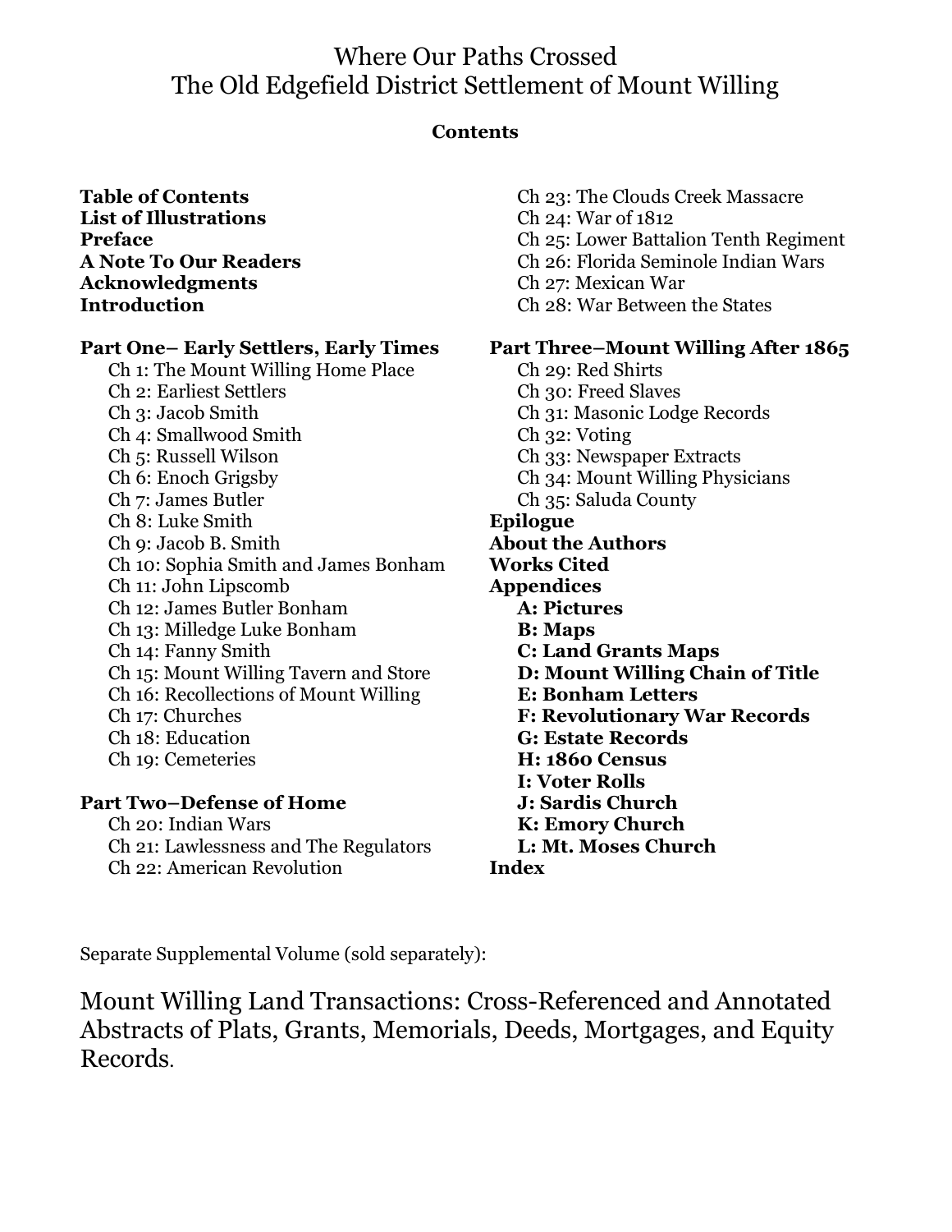# Where Our Paths Crossed
# The Old Edgefield District Settlement of Mount Willing

**Contents**

**Table of Contents**
**List of Illustrations**
**Preface**
**A Note To Our Readers**
**Acknowledgments**
**Introduction**

**Part One– Early Settlers, Early Times**

- Ch 1: The Mount Willing Home Place
- Ch 2: Earliest Settlers
- Ch 3: Jacob Smith
- Ch 4: Smallwood Smith
- Ch 5: Russell Wilson
- Ch 6: Enoch Grigsby
- Ch 7: James Butler
- Ch 8: Luke Smith
- Ch 9: Jacob B. Smith
- Ch 10: Sophia Smith and James Bonham
- Ch 11: John Lipscomb
- Ch 12: James Butler Bonham
- Ch 13: Milledge Luke Bonham
- Ch 14: Fanny Smith
- Ch 15: Mount Willing Tavern and Store
- Ch 16: Recollections of Mount Willing
- Ch 17: Churches
- Ch 18: Education
- Ch 19: Cemeteries

**Part Two–Defense of Home**

- Ch 20: Indian Wars
- Ch 21: Lawlessness and The Regulators
- Ch 22: American Revolution
- Ch 23: The Clouds Creek Massacre
- Ch 24: War of 1812
- Ch 25: Lower Battalion Tenth Regiment
- Ch 26: Florida Seminole Indian Wars
- Ch 27: Mexican War
- Ch 28: War Between the States

**Part Three–Mount Willing After 1865**

- Ch 29: Red Shirts
- Ch 30: Freed Slaves
- Ch 31: Masonic Lodge Records
- Ch 32: Voting
- Ch 33: Newspaper Extracts
- Ch 34: Mount Willing Physicians
- Ch 35: Saluda County

**Epilogue**
**About the Authors**
**Works Cited**
**Appendices**

- **A: Pictures**
- **B: Maps**
- **C: Land Grants Maps**
- **D: Mount Willing Chain of Title**
- **E: Bonham Letters**
- **F: Revolutionary War Records**
- **G: Estate Records**
- **H: 1860 Census**
- **I: Voter Rolls**
- **J: Sardis Church**
- **K: Emory Church**
- **L: Mt. Moses Church**

**Index**

Separate Supplemental Volume (sold separately):

Mount Willing Land Transactions: Cross-Referenced and Annotated Abstracts of Plats, Grants, Memorials, Deeds, Mortgages, and Equity Records.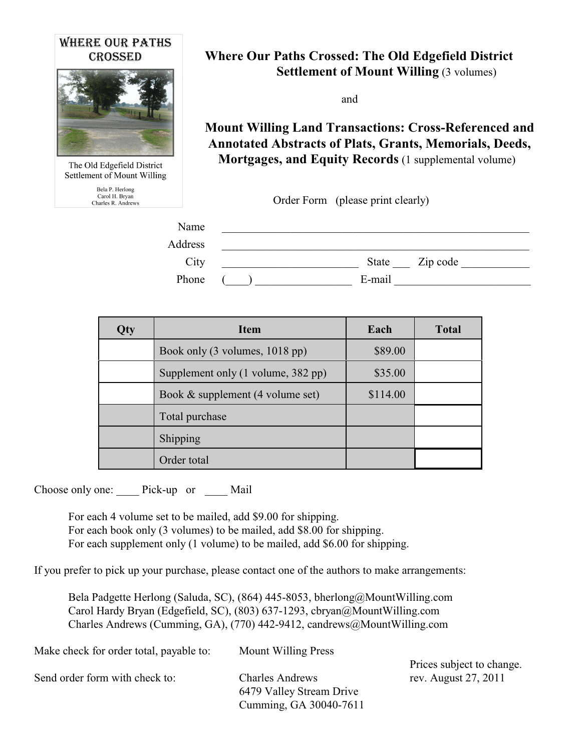WHERE OUR PATHS CROSSED

The Old Edgefield District Settlement of Mount Willing

Bela P. Herlong
Carol H. Bryan
Charles R. Andrews

# Where Our Paths Crossed: The Old Edgefield District Settlement of Mount Willing (3 volumes)

and

# Mount Willing Land Transactions: Cross-Referenced and Annotated Abstracts of Plats, Grants, Memorials, Deeds, Mortgages, and Equity Records (1 supplemental volume)

Order Form (please print clearly)

Name ________________________________________________

Address ________________________________________________

City ______________________ State ___ Zip code ___________

Phone (___) ________________ E-mail ______________________

| Qty | Item | Each | Total |
|---|---|---|---|
| | Book only (3 volumes, 1018 pp) | $89.00 | |
| | Supplement only (1 volume, 382 pp) | $35.00 | |
| | Book & supplement (4 volume set) | $114.00 | |
| | Total purchase | | |
| | Shipping | | |
| | Order total | | |

Choose only one: ____ Pick-up or ____ Mail

For each 4 volume set to be mailed, add $9.00 for shipping.
For each book only (3 volumes) to be mailed, add $8.00 for shipping.
For each supplement only (1 volume) to be mailed, add $6.00 for shipping.

If you prefer to pick up your purchase, please contact one of the authors to make arrangements:

Bela Padgette Herlong (Saluda, SC), (864) 445-8053, bherlong@MountWilling.com
Carol Hardy Bryan (Edgefield, SC), (803) 637-1293, cbryan@MountWilling.com
Charles Andrews (Cumming, GA), (770) 442-9412, candrews@MountWilling.com

Make check for order total, payable to: Mount Willing Press

Send order form with check to: Charles Andrews
6479 Valley Stream Drive
Cumming, GA 30040-7611

Prices subject to change.
rev. August 27, 2011